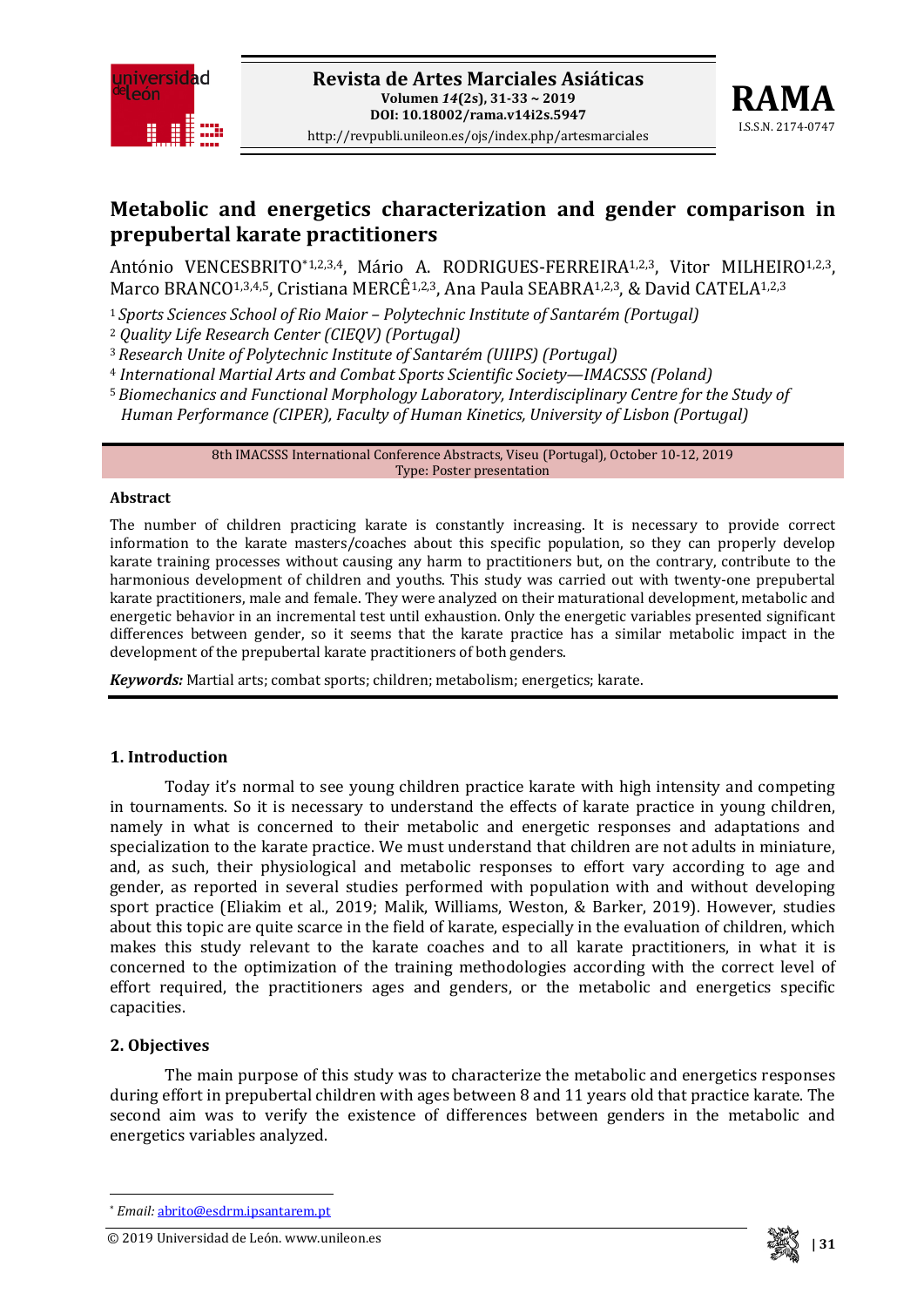# Metabolic and energetics characterization and gender comparison in prepubertal karate practitioners

António VENCESBRITO*[1,2,3,4], Mário A. RODRIGUES-FERREIRA[1,2,3], Vitor MILHEIRO[1,2,3], Marco BRANCO[1,3,4,5], Cristiana MERCÊ[1,2,3], Ana Paula SEABRA[1,2,3], & David CATELA[1,2,3]

[1] *Sports Sciences School of Rio Maior – Polytechnic Institute of Santarém (Portugal)*
[2] *Quality Life Research Center (CIEQV) (Portugal)*
[3] *Research Unite of Polytechnic Institute of Santarém (UIIPS) (Portugal)*
[4] *International Martial Arts and Combat Sports Scientific Society—IMACSSS (Poland)*
[5] *Biomechanics and Functional Morphology Laboratory, Interdisciplinary Centre for the Study of Human Performance (CIPER), Faculty of Human Kinetics, University of Lisbon (Portugal)*

8th IMACSSS International Conference Abstracts, Viseu (Portugal), October 10-12, 2019
Type: Poster presentation

### Abstract

The number of children practicing karate is constantly increasing. It is necessary to provide correct information to the karate masters/coaches about this specific population, so they can properly develop karate training processes without causing any harm to practitioners but, on the contrary, contribute to the harmonious development of children and youths. This study was carried out with twenty-one prepubertal karate practitioners, male and female. They were analyzed on their maturational development, metabolic and energetic behavior in an incremental test until exhaustion. Only the energetic variables presented significant differences between gender, so it seems that the karate practice has a similar metabolic impact in the development of the prepubertal karate practitioners of both genders.

***Keywords:*** Martial arts; combat sports; children; metabolism; energetics; karate.

## 1. Introduction

Today it's normal to see young children practice karate with high intensity and competing in tournaments. So it is necessary to understand the effects of karate practice in young children, namely in what is concerned to their metabolic and energetic responses and adaptations and specialization to the karate practice. We must understand that children are not adults in miniature, and, as such, their physiological and metabolic responses to effort vary according to age and gender, as reported in several studies performed with population with and without developing sport practice (Eliakim et al., 2019; Malik, Williams, Weston, & Barker, 2019). However, studies about this topic are quite scarce in the field of karate, especially in the evaluation of children, which makes this study relevant to the karate coaches and to all karate practitioners, in what it is concerned to the optimization of the training methodologies according with the correct level of effort required, the practitioners ages and genders, or the metabolic and energetics specific capacities.

## 2. Objectives

The main purpose of this study was to characterize the metabolic and energetics responses during effort in prepubertal children with ages between 8 and 11 years old that practice karate. The second aim was to verify the existence of differences between genders in the metabolic and energetics variables analyzed.

---

* *Email:* abrito@esdrm.ipsantarem.pt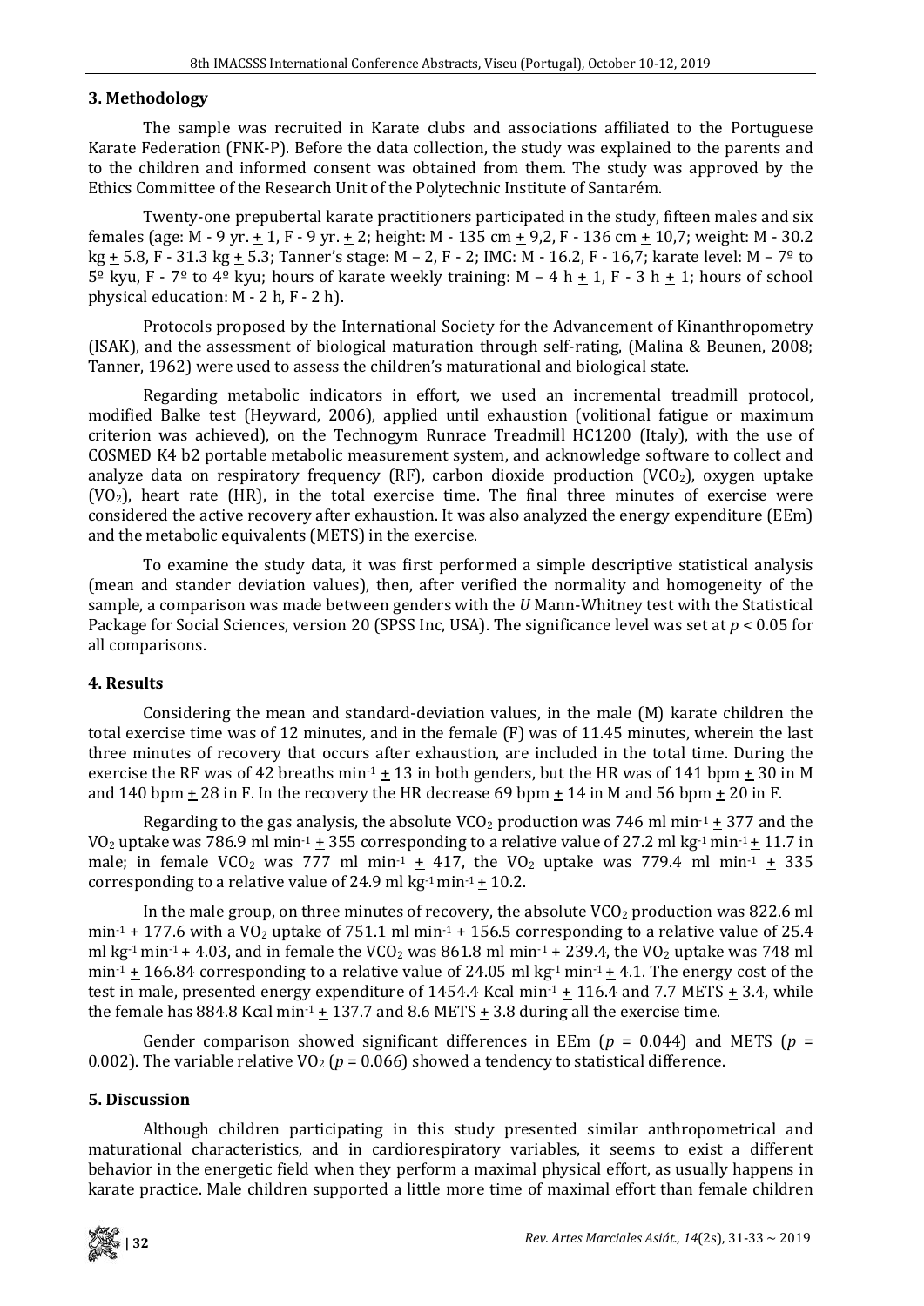## 3. Methodology

The sample was recruited in Karate clubs and associations affiliated to the Portuguese Karate Federation (FNK-P). Before the data collection, the study was explained to the parents and to the children and informed consent was obtained from them. The study was approved by the Ethics Committee of the Research Unit of the Polytechnic Institute of Santarém.

Twenty-one prepubertal karate practitioners participated in the study, fifteen males and six females (age: M - 9 yr. $\pm$ 1, F - 9 yr. $\pm$ 2; height: M - 135 cm $\pm$ 9,2, F - 136 cm $\pm$ 10,7; weight: M - 30.2 kg $\pm$ 5.8, F - 31.3 kg $\pm$ 5.3; Tanner's stage: M – 2, F - 2; IMC: M - 16.2, F - 16,7; karate level: M – 7º to 5º kyu, F - 7º to 4º kyu; hours of karate weekly training: M – 4 h $\pm$ 1, F - 3 h $\pm$ 1; hours of school physical education: M - 2 h, F - 2 h).

Protocols proposed by the International Society for the Advancement of Kinanthropometry (ISAK), and the assessment of biological maturation through self-rating, (Malina & Beunen, 2008; Tanner, 1962) were used to assess the children's maturational and biological state.

Regarding metabolic indicators in effort, we used an incremental treadmill protocol, modified Balke test (Heyward, 2006), applied until exhaustion (volitional fatigue or maximum criterion was achieved), on the Technogym Runrace Treadmill HC1200 (Italy), with the use of COSMED K4 b2 portable metabolic measurement system, and acknowledge software to collect and analyze data on respiratory frequency (RF), carbon dioxide production ($VCO_2$), oxygen uptake ($VO_2$), heart rate (HR), in the total exercise time. The final three minutes of exercise were considered the active recovery after exhaustion. It was also analyzed the energy expenditure (EEm) and the metabolic equivalents (METS) in the exercise.

To examine the study data, it was first performed a simple descriptive statistical analysis (mean and stander deviation values), then, after verified the normality and homogeneity of the sample, a comparison was made between genders with the *U* Mann-Whitney test with the Statistical Package for Social Sciences, version 20 (SPSS Inc, USA). The significance level was set at $p < 0.05$ for all comparisons.

## 4. Results

Considering the mean and standard-deviation values, in the male (M) karate children the total exercise time was of 12 minutes, and in the female (F) was of 11.45 minutes, wherein the last three minutes of recovery that occurs after exhaustion, are included in the total time. During the exercise the RF was of 42 breaths min$^{-1}$ $\pm$ 13 in both genders, but the HR was of 141 bpm $\pm$ 30 in M and 140 bpm $\pm$ 28 in F. In the recovery the HR decrease 69 bpm $\pm$ 14 in M and 56 bpm $\pm$ 20 in F.

Regarding to the gas analysis, the absolute $VCO_2$ production was 746 ml min$^{-1}$ $\pm$ 377 and the $VO_2$ uptake was 786.9 ml min$^{-1}$ $\pm$ 355 corresponding to a relative value of 27.2 ml kg$^{-1}$ min$^{-1}$ $\pm$ 11.7 in male; in female $VCO_2$ was 777 ml min$^{-1}$ $\pm$ 417, the $VO_2$ uptake was 779.4 ml min$^{-1}$ $\pm$ 335 corresponding to a relative value of 24.9 ml kg$^{-1}$ min$^{-1}$ $\pm$ 10.2.

In the male group, on three minutes of recovery, the absolute $VCO_2$ production was 822.6 ml min$^{-1}$ $\pm$ 177.6 with a $VO_2$ uptake of 751.1 ml min$^{-1}$ $\pm$ 156.5 corresponding to a relative value of 25.4 ml kg$^{-1}$ min$^{-1}$ $\pm$ 4.03, and in female the $VCO_2$ was 861.8 ml min$^{-1}$ $\pm$ 239.4, the $VO_2$ uptake was 748 ml min$^{-1}$ $\pm$ 166.84 corresponding to a relative value of 24.05 ml kg$^{-1}$ min$^{-1}$ $\pm$ 4.1. The energy cost of the test in male, presented energy expenditure of 1454.4 Kcal min$^{-1}$ $\pm$ 116.4 and 7.7 METS $\pm$ 3.4, while the female has 884.8 Kcal min$^{-1}$ $\pm$ 137.7 and 8.6 METS $\pm$ 3.8 during all the exercise time.

Gender comparison showed significant differences in EEm ($p$ = 0.044) and METS ($p$ = 0.002). The variable relative $VO_2$ ($p$ = 0.066) showed a tendency to statistical difference.

## 5. Discussion

Although children participating in this study presented similar anthropometrical and maturational characteristics, and in cardiorespiratory variables, it seems to exist a different behavior in the energetic field when they perform a maximal physical effort, as usually happens in karate practice. Male children supported a little more time of maximal effort than female children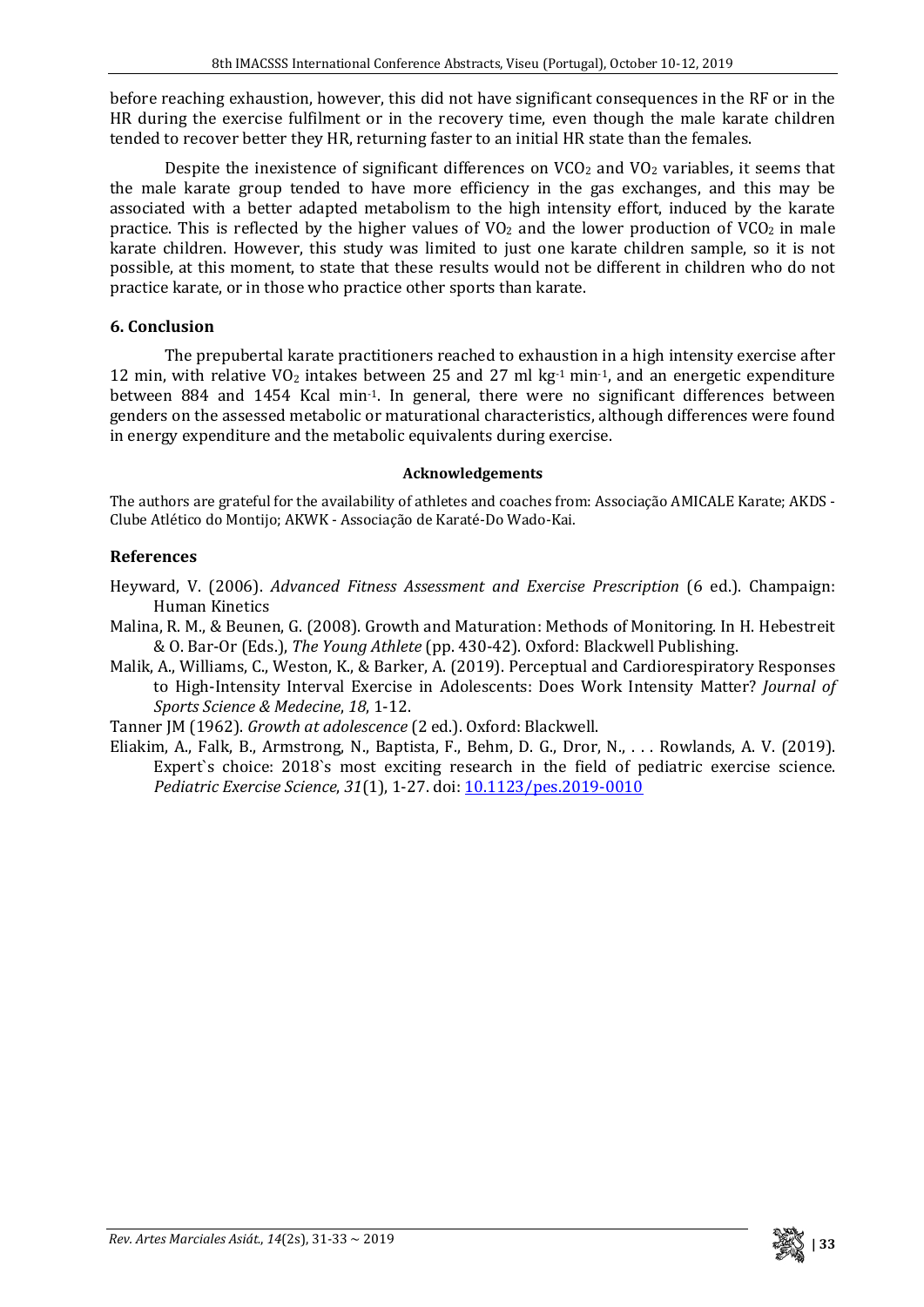before reaching exhaustion, however, this did not have significant consequences in the RF or in the HR during the exercise fulfilment or in the recovery time, even though the male karate children tended to recover better they HR, returning faster to an initial HR state than the females.

Despite the inexistence of significant differences on $VCO_2$ and $VO_2$ variables, it seems that the male karate group tended to have more efficiency in the gas exchanges, and this may be associated with a better adapted metabolism to the high intensity effort, induced by the karate practice. This is reflected by the higher values of $VO_2$ and the lower production of $VCO_2$ in male karate children. However, this study was limited to just one karate children sample, so it is not possible, at this moment, to state that these results would not be different in children who do not practice karate, or in those who practice other sports than karate.

## 6. Conclusion

The prepubertal karate practitioners reached to exhaustion in a high intensity exercise after 12 min, with relative $VO_2$ intakes between 25 and 27 ml kg$^{-1}$ min$^{-1}$, and an energetic expenditure between 884 and 1454 Kcal min$^{-1}$. In general, there were no significant differences between genders on the assessed metabolic or maturational characteristics, although differences were found in energy expenditure and the metabolic equivalents during exercise.

### Acknowledgements

The authors are grateful for the availability of athletes and coaches from: Associação AMICALE Karate; AKDS - Clube Atlético do Montijo; AKWK - Associação de Karaté-Do Wado-Kai.

## References

Heyward, V. (2006). *Advanced Fitness Assessment and Exercise Prescription* (6 ed.). Champaign: Human Kinetics

Malina, R. M., & Beunen, G. (2008). Growth and Maturation: Methods of Monitoring. In H. Hebestreit & O. Bar-Or (Eds.), *The Young Athlete* (pp. 430-42). Oxford: Blackwell Publishing.

Malik, A., Williams, C., Weston, K., & Barker, A. (2019). Perceptual and Cardiorespiratory Responses to High-Intensity Interval Exercise in Adolescents: Does Work Intensity Matter? *Journal of Sports Science & Medecine*, *18*, 1-12.

Tanner JM (1962). *Growth at adolescence* (2 ed.). Oxford: Blackwell.

Eliakim, A., Falk, B., Armstrong, N., Baptista, F., Behm, D. G., Dror, N., . . . Rowlands, A. V. (2019). Expert`s choice: 2018`s most exciting research in the field of pediatric exercise science. *Pediatric Exercise Science*, *31*(1), 1-27. doi: 10.1123/pes.2019-0010